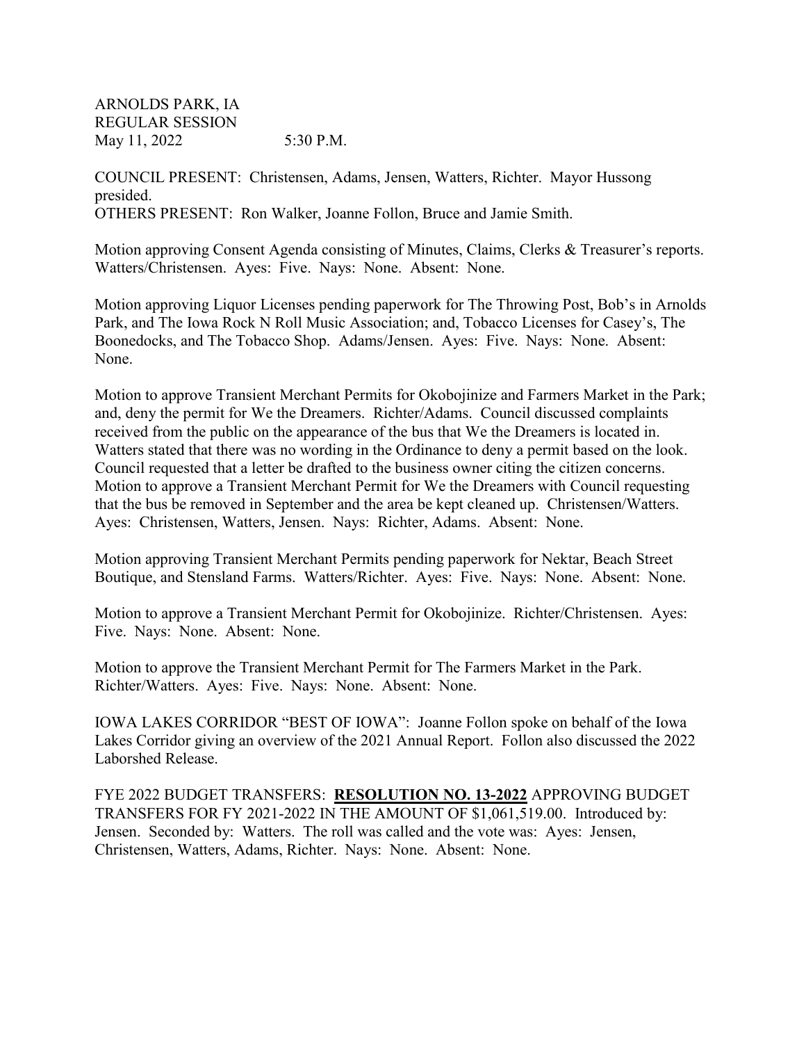ARNOLDS PARK, IA
REGULAR SESSION
May 11, 2022 5:30 P.M.

COUNCIL PRESENT: Christensen, Adams, Jensen, Watters, Richter. Mayor Hussong presided.
OTHERS PRESENT: Ron Walker, Joanne Follon, Bruce and Jamie Smith.

Motion approving Consent Agenda consisting of Minutes, Claims, Clerks & Treasurer's reports. Watters/Christensen. Ayes: Five. Nays: None. Absent: None.

Motion approving Liquor Licenses pending paperwork for The Throwing Post, Bob's in Arnolds Park, and The Iowa Rock N Roll Music Association; and, Tobacco Licenses for Casey's, The Boonedocks, and The Tobacco Shop. Adams/Jensen. Ayes: Five. Nays: None. Absent: None.

Motion to approve Transient Merchant Permits for Okobojinize and Farmers Market in the Park; and, deny the permit for We the Dreamers. Richter/Adams. Council discussed complaints received from the public on the appearance of the bus that We the Dreamers is located in. Watters stated that there was no wording in the Ordinance to deny a permit based on the look. Council requested that a letter be drafted to the business owner citing the citizen concerns. Motion to approve a Transient Merchant Permit for We the Dreamers with Council requesting that the bus be removed in September and the area be kept cleaned up. Christensen/Watters. Ayes: Christensen, Watters, Jensen. Nays: Richter, Adams. Absent: None.

Motion approving Transient Merchant Permits pending paperwork for Nektar, Beach Street Boutique, and Stensland Farms. Watters/Richter. Ayes: Five. Nays: None. Absent: None.

Motion to approve a Transient Merchant Permit for Okobojinize. Richter/Christensen. Ayes: Five. Nays: None. Absent: None.

Motion to approve the Transient Merchant Permit for The Farmers Market in the Park. Richter/Watters. Ayes: Five. Nays: None. Absent: None.

IOWA LAKES CORRIDOR "BEST OF IOWA": Joanne Follon spoke on behalf of the Iowa Lakes Corridor giving an overview of the 2021 Annual Report. Follon also discussed the 2022 Laborshed Release.

FYE 2022 BUDGET TRANSFERS: **RESOLUTION NO. 13-2022** APPROVING BUDGET TRANSFERS FOR FY 2021-2022 IN THE AMOUNT OF $1,061,519.00. Introduced by: Jensen. Seconded by: Watters. The roll was called and the vote was: Ayes: Jensen, Christensen, Watters, Adams, Richter. Nays: None. Absent: None.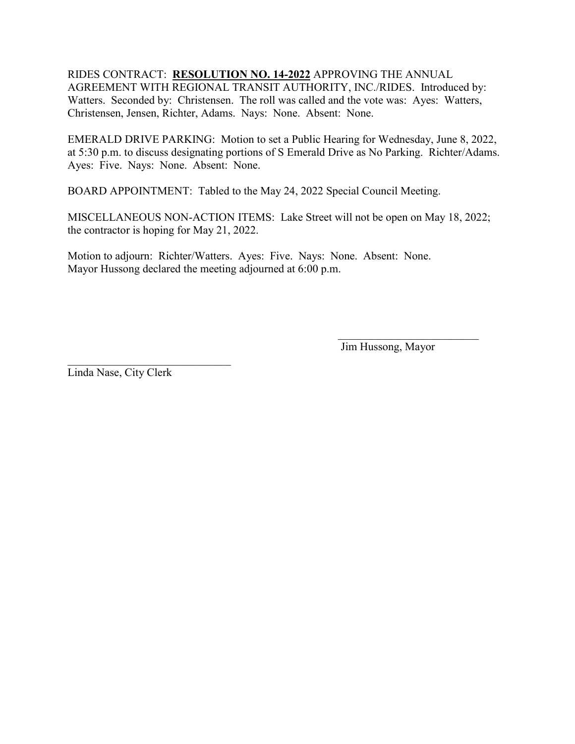RIDES CONTRACT: **<u>RESOLUTION NO. 14-2022</u>** APPROVING THE ANNUAL AGREEMENT WITH REGIONAL TRANSIT AUTHORITY, INC./RIDES. Introduced by: Watters. Seconded by: Christensen. The roll was called and the vote was: Ayes: Watters, Christensen, Jensen, Richter, Adams. Nays: None. Absent: None.

EMERALD DRIVE PARKING: Motion to set a Public Hearing for Wednesday, June 8, 2022, at 5:30 p.m. to discuss designating portions of S Emerald Drive as No Parking. Richter/Adams. Ayes: Five. Nays: None. Absent: None.

BOARD APPOINTMENT: Tabled to the May 24, 2022 Special Council Meeting.

MISCELLANEOUS NON-ACTION ITEMS: Lake Street will not be open on May 18, 2022; the contractor is hoping for May 21, 2022.

Motion to adjourn: Richter/Watters. Ayes: Five. Nays: None. Absent: None.
Mayor Hussong declared the meeting adjourned at 6:00 p.m.

\_\_\_\_\_\_\_\_\_\_\_\_\_\_\_\_\_\_\_\_\_\_\_\_\_\_
Jim Hussong, Mayor

\_\_\_\_\_\_\_\_\_\_\_\_\_\_\_\_\_\_\_\_\_\_\_\_\_\_\_\_\_\_
Linda Nase, City Clerk